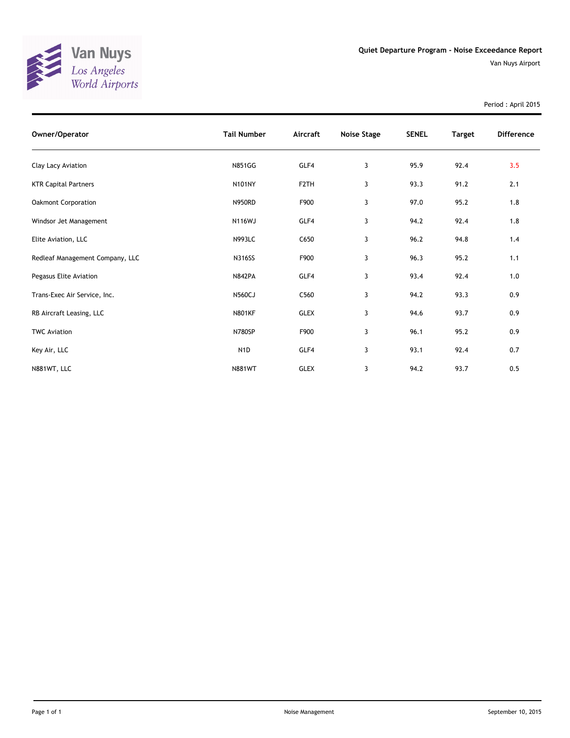Van Nuys
Los Angeles World Airports

**Quiet Departure Program - Noise Exceedance Report**

Van Nuys Airport

Period : April 2015

| Owner/Operator | Tail Number | Aircraft | Noise Stage | SENEL | Target | Difference |
|---|---|---|---|---|---|---|
| Clay Lacy Aviation | N851GG | GLF4 | 3 | 95.9 | 92.4 | 3.5 |
| KTR Capital Partners | N101NY | F2TH | 3 | 93.3 | 91.2 | 2.1 |
| Oakmont Corporation | N950RD | F900 | 3 | 97.0 | 95.2 | 1.8 |
| Windsor Jet Management | N116WJ | GLF4 | 3 | 94.2 | 92.4 | 1.8 |
| Elite Aviation, LLC | N993LC | C650 | 3 | 96.2 | 94.8 | 1.4 |
| Redleaf Management Company, LLC | N316SS | F900 | 3 | 96.3 | 95.2 | 1.1 |
| Pegasus Elite Aviation | N842PA | GLF4 | 3 | 93.4 | 92.4 | 1.0 |
| Trans-Exec Air Service, Inc. | N560CJ | C560 | 3 | 94.2 | 93.3 | 0.9 |
| RB Aircraft Leasing, LLC | N801KF | GLEX | 3 | 94.6 | 93.7 | 0.9 |
| TWC Aviation | N780SP | F900 | 3 | 96.1 | 95.2 | 0.9 |
| Key Air, LLC | N1D | GLF4 | 3 | 93.1 | 92.4 | 0.7 |
| N881WT, LLC | N881WT | GLEX | 3 | 94.2 | 93.7 | 0.5 |

Noise Management

September 10, 2015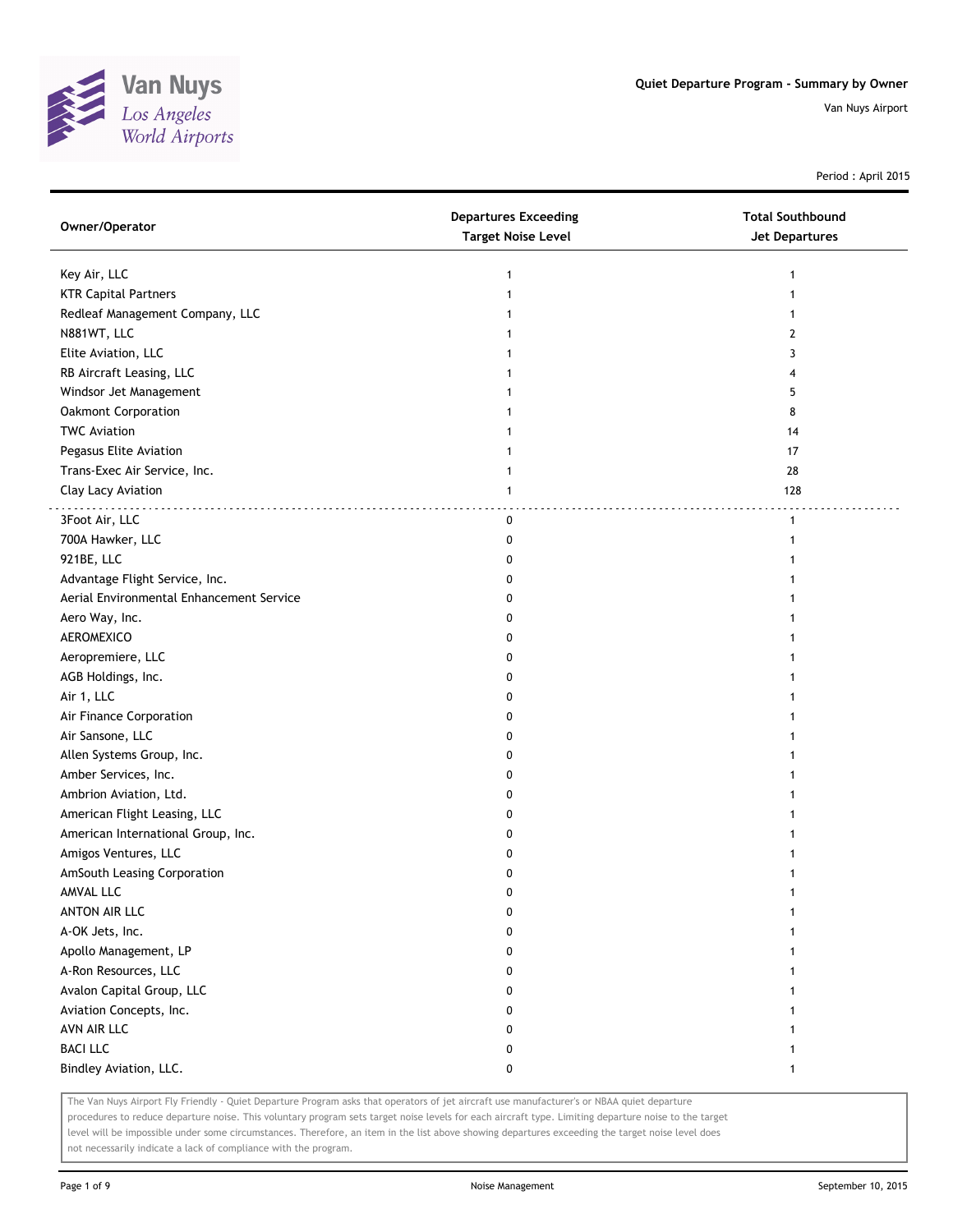# Quiet Departure Program - Summary by Owner

Van Nuys Airport

Period : April 2015

| Owner/Operator | Departures Exceeding Target Noise Level | Total Southbound Jet Departures |
| --- | --- | --- |
| Key Air, LLC | 1 | 1 |
| KTR Capital Partners | 1 | 1 |
| Redleaf Management Company, LLC | 1 | 1 |
| N881WT, LLC | 1 | 2 |
| Elite Aviation, LLC | 1 | 3 |
| RB Aircraft Leasing, LLC | 1 | 4 |
| Windsor Jet Management | 1 | 5 |
| Oakmont Corporation | 1 | 8 |
| TWC Aviation | 1 | 14 |
| Pegasus Elite Aviation | 1 | 17 |
| Trans-Exec Air Service, Inc. | 1 | 28 |
| Clay Lacy Aviation | 1 | 128 |
| 3Foot Air, LLC | 0 | 1 |
| 700A Hawker, LLC | 0 | 1 |
| 921BE, LLC | 0 | 1 |
| Advantage Flight Service, Inc. | 0 | 1 |
| Aerial Environmental Enhancement Service | 0 | 1 |
| Aero Way, Inc. | 0 | 1 |
| AEROMEXICO | 0 | 1 |
| Aeropremiere, LLC | 0 | 1 |
| AGB Holdings, Inc. | 0 | 1 |
| Air 1, LLC | 0 | 1 |
| Air Finance Corporation | 0 | 1 |
| Air Sansone, LLC | 0 | 1 |
| Allen Systems Group, Inc. | 0 | 1 |
| Amber Services, Inc. | 0 | 1 |
| Ambrion Aviation, Ltd. | 0 | 1 |
| American Flight Leasing, LLC | 0 | 1 |
| American International Group, Inc. | 0 | 1 |
| Amigos Ventures, LLC | 0 | 1 |
| AmSouth Leasing Corporation | 0 | 1 |
| AMVAL LLC | 0 | 1 |
| ANTON AIR LLC | 0 | 1 |
| A-OK Jets, Inc. | 0 | 1 |
| Apollo Management, LP | 0 | 1 |
| A-Ron Resources, LLC | 0 | 1 |
| Avalon Capital Group, LLC | 0 | 1 |
| Aviation Concepts, Inc. | 0 | 1 |
| AVN AIR LLC | 0 | 1 |
| BACI LLC | 0 | 1 |
| Bindley Aviation, LLC. | 0 | 1 |

The Van Nuys Airport Fly Friendly - Quiet Departure Program asks that operators of jet aircraft use manufacturer's or NBAA quiet departure procedures to reduce departure noise. This voluntary program sets target noise levels for each aircraft type. Limiting departure noise to the target level will be impossible under some circumstances. Therefore, an item in the list above showing departures exceeding the target noise level does not necessarily indicate a lack of compliance with the program.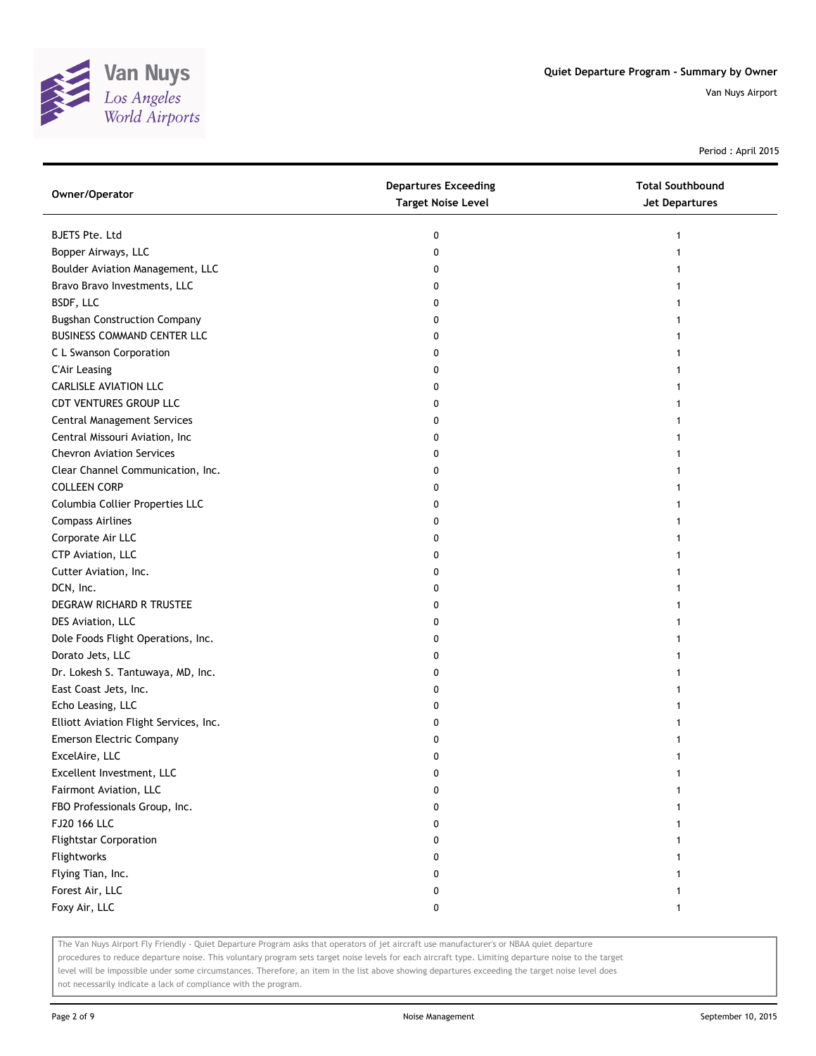# Quiet Departure Program - Summary by Owner

Van Nuys Airport

Period : April 2015

| Owner/Operator | Departures Exceeding Target Noise Level | Total Southbound Jet Departures |
|---|---|---|
| BJETS Pte. Ltd | 0 | 1 |
| Bopper Airways, LLC | 0 | 1 |
| Boulder Aviation Management, LLC | 0 | 1 |
| Bravo Bravo Investments, LLC | 0 | 1 |
| BSDF, LLC | 0 | 1 |
| Bugshan Construction Company | 0 | 1 |
| BUSINESS COMMAND CENTER LLC | 0 | 1 |
| C L Swanson Corporation | 0 | 1 |
| C'Air Leasing | 0 | 1 |
| CARLISLE AVIATION LLC | 0 | 1 |
| CDT VENTURES GROUP LLC | 0 | 1 |
| Central Management Services | 0 | 1 |
| Central Missouri Aviation, Inc | 0 | 1 |
| Chevron Aviation Services | 0 | 1 |
| Clear Channel Communication, Inc. | 0 | 1 |
| COLLEEN CORP | 0 | 1 |
| Columbia Collier Properties LLC | 0 | 1 |
| Compass Airlines | 0 | 1 |
| Corporate Air LLC | 0 | 1 |
| CTP Aviation, LLC | 0 | 1 |
| Cutter Aviation, Inc. | 0 | 1 |
| DCN, Inc. | 0 | 1 |
| DEGRAW RICHARD R TRUSTEE | 0 | 1 |
| DES Aviation, LLC | 0 | 1 |
| Dole Foods Flight Operations, Inc. | 0 | 1 |
| Dorato Jets, LLC | 0 | 1 |
| Dr. Lokesh S. Tantuwaya, MD, Inc. | 0 | 1 |
| East Coast Jets, Inc. | 0 | 1 |
| Echo Leasing, LLC | 0 | 1 |
| Elliott Aviation Flight Services, Inc. | 0 | 1 |
| Emerson Electric Company | 0 | 1 |
| ExcelAire, LLC | 0 | 1 |
| Excellent Investment, LLC | 0 | 1 |
| Fairmont Aviation, LLC | 0 | 1 |
| FBO Professionals Group, Inc. | 0 | 1 |
| FJ20 166 LLC | 0 | 1 |
| Flightstar Corporation | 0 | 1 |
| Flightworks | 0 | 1 |
| Flying Tian, Inc. | 0 | 1 |
| Forest Air, LLC | 0 | 1 |
| Foxy Air, LLC | 0 | 1 |

The Van Nuys Airport Fly Friendly - Quiet Departure Program asks that operators of jet aircraft use manufacturer's or NBAA quiet departure procedures to reduce departure noise. This voluntary program sets target noise levels for each aircraft type. Limiting departure noise to the target level will be impossible under some circumstances. Therefore, an item in the list above showing departures exceeding the target noise level does not necessarily indicate a lack of compliance with the program.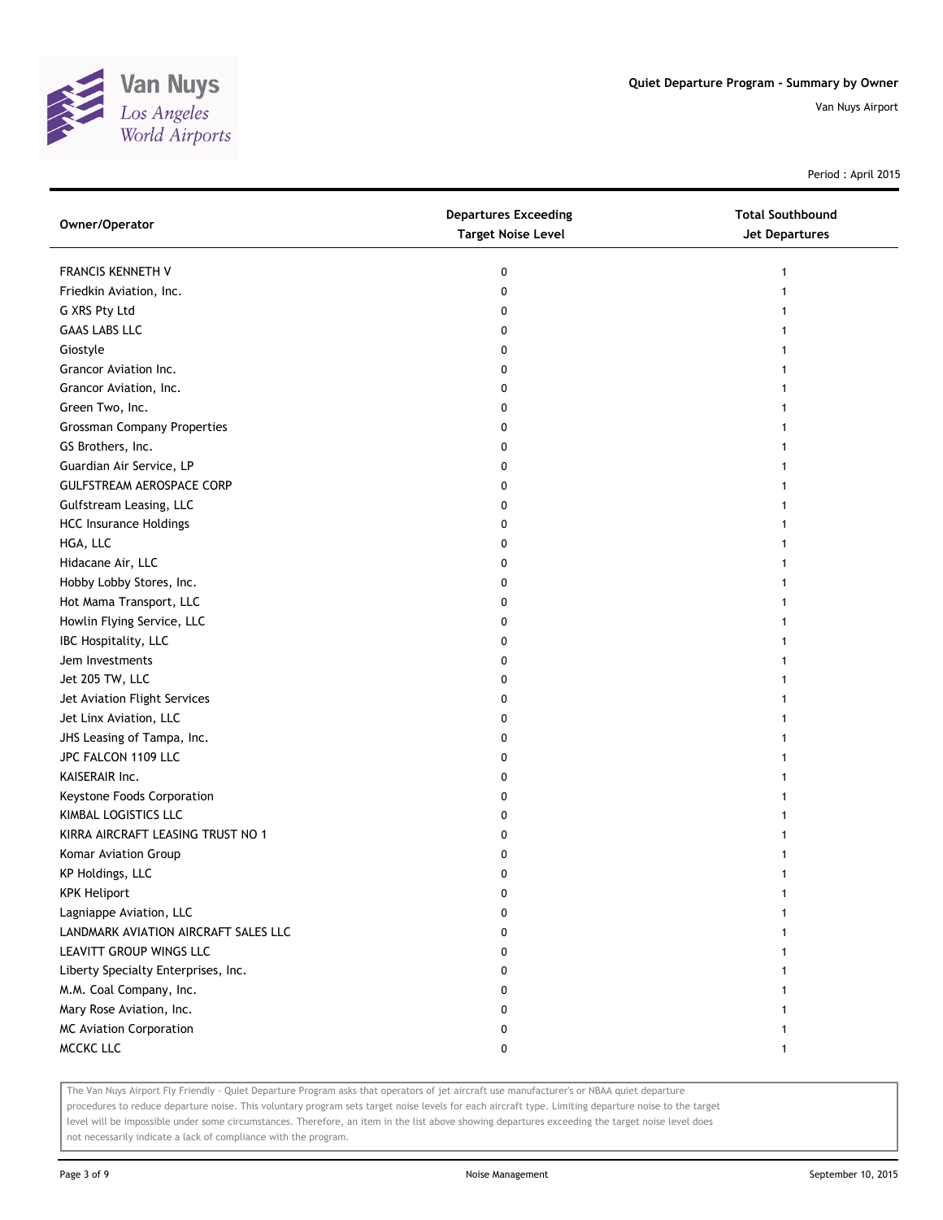# Quiet Departure Program - Summary by Owner

Van Nuys Airport

Period : April 2015

| Owner/Operator | Departures Exceeding Target Noise Level | Total Southbound Jet Departures |
|---|---|---|
| FRANCIS KENNETH V | 0 | 1 |
| Friedkin Aviation, Inc. | 0 | 1 |
| G XRS Pty Ltd | 0 | 1 |
| GAAS LABS LLC | 0 | 1 |
| Giostyle | 0 | 1 |
| Grancor Aviation Inc. | 0 | 1 |
| Grancor Aviation, Inc. | 0 | 1 |
| Green Two, Inc. | 0 | 1 |
| Grossman Company Properties | 0 | 1 |
| GS Brothers, Inc. | 0 | 1 |
| Guardian Air Service, LP | 0 | 1 |
| GULFSTREAM AEROSPACE CORP | 0 | 1 |
| Gulfstream Leasing, LLC | 0 | 1 |
| HCC Insurance Holdings | 0 | 1 |
| HGA, LLC | 0 | 1 |
| Hidacane Air, LLC | 0 | 1 |
| Hobby Lobby Stores, Inc. | 0 | 1 |
| Hot Mama Transport, LLC | 0 | 1 |
| Howlin Flying Service, LLC | 0 | 1 |
| IBC Hospitality, LLC | 0 | 1 |
| Jem Investments | 0 | 1 |
| Jet 205 TW, LLC | 0 | 1 |
| Jet Aviation Flight Services | 0 | 1 |
| Jet Linx Aviation, LLC | 0 | 1 |
| JHS Leasing of Tampa, Inc. | 0 | 1 |
| JPC FALCON 1109 LLC | 0 | 1 |
| KAISERAIR Inc. | 0 | 1 |
| Keystone Foods Corporation | 0 | 1 |
| KIMBAL LOGISTICS LLC | 0 | 1 |
| KIRRA AIRCRAFT LEASING TRUST NO 1 | 0 | 1 |
| Komar Aviation Group | 0 | 1 |
| KP Holdings, LLC | 0 | 1 |
| KPK Heliport | 0 | 1 |
| Lagniappe Aviation, LLC | 0 | 1 |
| LANDMARK AVIATION AIRCRAFT SALES LLC | 0 | 1 |
| LEAVITT GROUP WINGS LLC | 0 | 1 |
| Liberty Specialty Enterprises, Inc. | 0 | 1 |
| M.M. Coal Company, Inc. | 0 | 1 |
| Mary Rose Aviation, Inc. | 0 | 1 |
| MC Aviation Corporation | 0 | 1 |
| MCCKC LLC | 0 | 1 |

The Van Nuys Airport Fly Friendly - Quiet Departure Program asks that operators of jet aircraft use manufacturer's or NBAA quiet departure procedures to reduce departure noise. This voluntary program sets target noise levels for each aircraft type. Limiting departure noise to the target level will be impossible under some circumstances. Therefore, an item in the list above showing departures exceeding the target noise level does not necessarily indicate a lack of compliance with the program.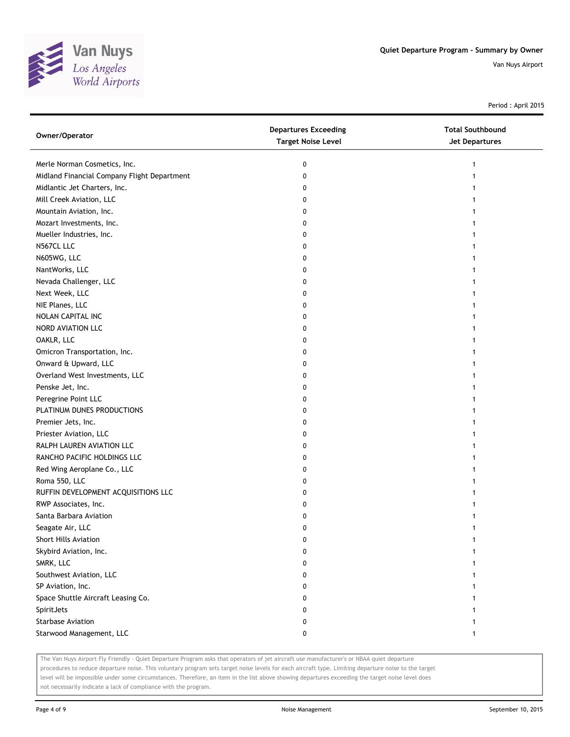# Quiet Departure Program - Summary by Owner

Van Nuys Airport

Period : April 2015

| Owner/Operator | Departures Exceeding Target Noise Level | Total Southbound Jet Departures |
|---|---|---|
| Merle Norman Cosmetics, Inc. | 0 | 1 |
| Midland Financial Company Flight Department | 0 | 1 |
| Midlantic Jet Charters, Inc. | 0 | 1 |
| Mill Creek Aviation, LLC | 0 | 1 |
| Mountain Aviation, Inc. | 0 | 1 |
| Mozart Investments, Inc. | 0 | 1 |
| Mueller Industries, Inc. | 0 | 1 |
| N567CL LLC | 0 | 1 |
| N605WG, LLC | 0 | 1 |
| NantWorks, LLC | 0 | 1 |
| Nevada Challenger, LLC | 0 | 1 |
| Next Week, LLC | 0 | 1 |
| NIE Planes, LLC | 0 | 1 |
| NOLAN CAPITAL INC | 0 | 1 |
| NORD AVIATION LLC | 0 | 1 |
| OAKLR, LLC | 0 | 1 |
| Omicron Transportation, Inc. | 0 | 1 |
| Onward & Upward, LLC | 0 | 1 |
| Overland West Investments, LLC | 0 | 1 |
| Penske Jet, Inc. | 0 | 1 |
| Peregrine Point LLC | 0 | 1 |
| PLATINUM DUNES PRODUCTIONS | 0 | 1 |
| Premier Jets, Inc. | 0 | 1 |
| Priester Aviation, LLC | 0 | 1 |
| RALPH LAUREN AVIATION LLC | 0 | 1 |
| RANCHO PACIFIC HOLDINGS LLC | 0 | 1 |
| Red Wing Aeroplane Co., LLC | 0 | 1 |
| Roma 550, LLC | 0 | 1 |
| RUFFIN DEVELOPMENT ACQUISITIONS LLC | 0 | 1 |
| RWP Associates, Inc. | 0 | 1 |
| Santa Barbara Aviation | 0 | 1 |
| Seagate Air, LLC | 0 | 1 |
| Short Hills Aviation | 0 | 1 |
| Skybird Aviation, Inc. | 0 | 1 |
| SMRK, LLC | 0 | 1 |
| Southwest Aviation, LLC | 0 | 1 |
| SP Aviation, Inc. | 0 | 1 |
| Space Shuttle Aircraft Leasing Co. | 0 | 1 |
| SpiritJets | 0 | 1 |
| Starbase Aviation | 0 | 1 |
| Starwood Management, LLC | 0 | 1 |

The Van Nuys Airport Fly Friendly - Quiet Departure Program asks that operators of jet aircraft use manufacturer's or NBAA quiet departure procedures to reduce departure noise. This voluntary program sets target noise levels for each aircraft type. Limiting departure noise to the target level will be impossible under some circumstances. Therefore, an item in the list above showing departures exceeding the target noise level does not necessarily indicate a lack of compliance with the program.

Noise Management

September 10, 2015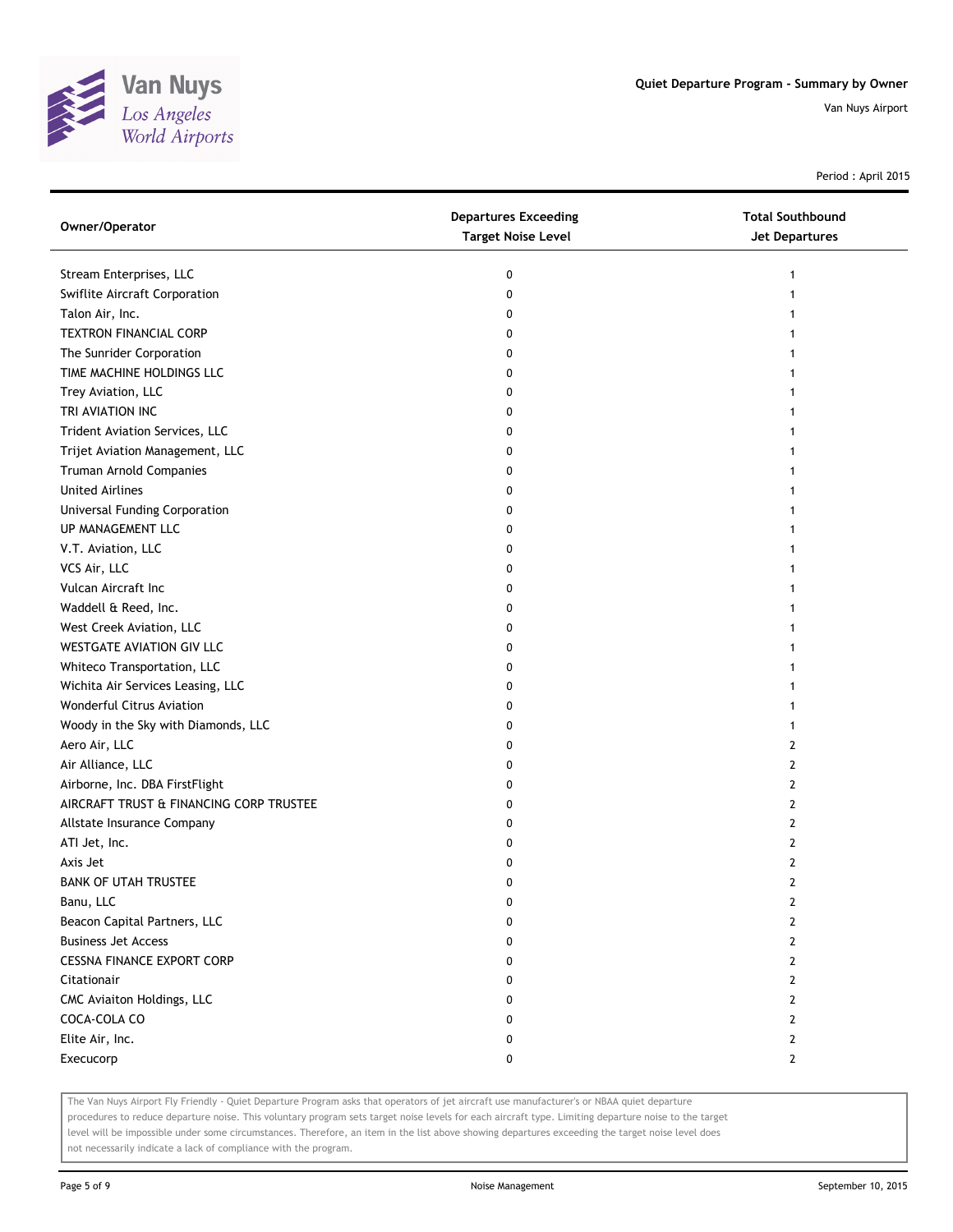# Quiet Departure Program - Summary by Owner

Van Nuys Airport

Period : April 2015

| Owner/Operator | Departures Exceeding Target Noise Level | Total Southbound Jet Departures |
|---|---|---|
| Stream Enterprises, LLC | 0 | 1 |
| Swiflite Aircraft Corporation | 0 | 1 |
| Talon Air, Inc. | 0 | 1 |
| TEXTRON FINANCIAL CORP | 0 | 1 |
| The Sunrider Corporation | 0 | 1 |
| TIME MACHINE HOLDINGS LLC | 0 | 1 |
| Trey Aviation, LLC | 0 | 1 |
| TRI AVIATION INC | 0 | 1 |
| Trident Aviation Services, LLC | 0 | 1 |
| Trijet Aviation Management, LLC | 0 | 1 |
| Truman Arnold Companies | 0 | 1 |
| United Airlines | 0 | 1 |
| Universal Funding Corporation | 0 | 1 |
| UP MANAGEMENT LLC | 0 | 1 |
| V.T. Aviation, LLC | 0 | 1 |
| VCS Air, LLC | 0 | 1 |
| Vulcan Aircraft Inc | 0 | 1 |
| Waddell & Reed, Inc. | 0 | 1 |
| West Creek Aviation, LLC | 0 | 1 |
| WESTGATE AVIATION GIV LLC | 0 | 1 |
| Whiteco Transportation, LLC | 0 | 1 |
| Wichita Air Services Leasing, LLC | 0 | 1 |
| Wonderful Citrus Aviation | 0 | 1 |
| Woody in the Sky with Diamonds, LLC | 0 | 1 |
| Aero Air, LLC | 0 | 2 |
| Air Alliance, LLC | 0 | 2 |
| Airborne, Inc. DBA FirstFlight | 0 | 2 |
| AIRCRAFT TRUST & FINANCING CORP TRUSTEE | 0 | 2 |
| Allstate Insurance Company | 0 | 2 |
| ATI Jet, Inc. | 0 | 2 |
| Axis Jet | 0 | 2 |
| BANK OF UTAH TRUSTEE | 0 | 2 |
| Banu, LLC | 0 | 2 |
| Beacon Capital Partners, LLC | 0 | 2 |
| Business Jet Access | 0 | 2 |
| CESSNA FINANCE EXPORT CORP | 0 | 2 |
| Citationair | 0 | 2 |
| CMC Aviaiton Holdings, LLC | 0 | 2 |
| COCA-COLA CO | 0 | 2 |
| Elite Air, Inc. | 0 | 2 |
| Execucorp | 0 | 2 |

The Van Nuys Airport Fly Friendly - Quiet Departure Program asks that operators of jet aircraft use manufacturer's or NBAA quiet departure procedures to reduce departure noise. This voluntary program sets target noise levels for each aircraft type. Limiting departure noise to the target level will be impossible under some circumstances. Therefore, an item in the list above showing departures exceeding the target noise level does not necessarily indicate a lack of compliance with the program.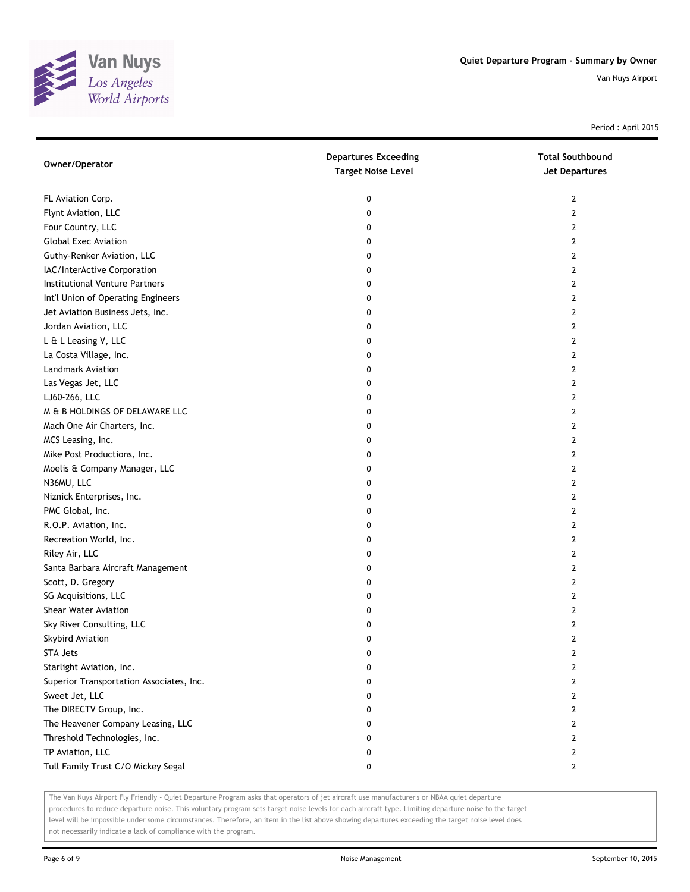## Quiet Departure Program - Summary by Owner

Van Nuys Airport

Period : April 2015

| Owner/Operator | Departures Exceeding Target Noise Level | Total Southbound Jet Departures |
|---|---|---|
| FL Aviation Corp. | 0 | 2 |
| Flynt Aviation, LLC | 0 | 2 |
| Four Country, LLC | 0 | 2 |
| Global Exec Aviation | 0 | 2 |
| Guthy-Renker Aviation, LLC | 0 | 2 |
| IAC/InterActive Corporation | 0 | 2 |
| Institutional Venture Partners | 0 | 2 |
| Int'l Union of Operating Engineers | 0 | 2 |
| Jet Aviation Business Jets, Inc. | 0 | 2 |
| Jordan Aviation, LLC | 0 | 2 |
| L & L Leasing V, LLC | 0 | 2 |
| La Costa Village, Inc. | 0 | 2 |
| Landmark Aviation | 0 | 2 |
| Las Vegas Jet, LLC | 0 | 2 |
| LJ60-266, LLC | 0 | 2 |
| M & B HOLDINGS OF DELAWARE LLC | 0 | 2 |
| Mach One Air Charters, Inc. | 0 | 2 |
| MCS Leasing, Inc. | 0 | 2 |
| Mike Post Productions, Inc. | 0 | 2 |
| Moelis & Company Manager, LLC | 0 | 2 |
| N36MU, LLC | 0 | 2 |
| Niznick Enterprises, Inc. | 0 | 2 |
| PMC Global, Inc. | 0 | 2 |
| R.O.P. Aviation, Inc. | 0 | 2 |
| Recreation World, Inc. | 0 | 2 |
| Riley Air, LLC | 0 | 2 |
| Santa Barbara Aircraft Management | 0 | 2 |
| Scott, D. Gregory | 0 | 2 |
| SG Acquisitions, LLC | 0 | 2 |
| Shear Water Aviation | 0 | 2 |
| Sky River Consulting, LLC | 0 | 2 |
| Skybird Aviation | 0 | 2 |
| STA Jets | 0 | 2 |
| Starlight Aviation, Inc. | 0 | 2 |
| Superior Transportation Associates, Inc. | 0 | 2 |
| Sweet Jet, LLC | 0 | 2 |
| The DIRECTV Group, Inc. | 0 | 2 |
| The Heavener Company Leasing, LLC | 0 | 2 |
| Threshold Technologies, Inc. | 0 | 2 |
| TP Aviation, LLC | 0 | 2 |
| Tull Family Trust C/O Mickey Segal | 0 | 2 |

The Van Nuys Airport Fly Friendly - Quiet Departure Program asks that operators of jet aircraft use manufacturer's or NBAA quiet departure procedures to reduce departure noise. This voluntary program sets target noise levels for each aircraft type. Limiting departure noise to the target level will be impossible under some circumstances. Therefore, an item in the list above showing departures exceeding the target noise level does not necessarily indicate a lack of compliance with the program.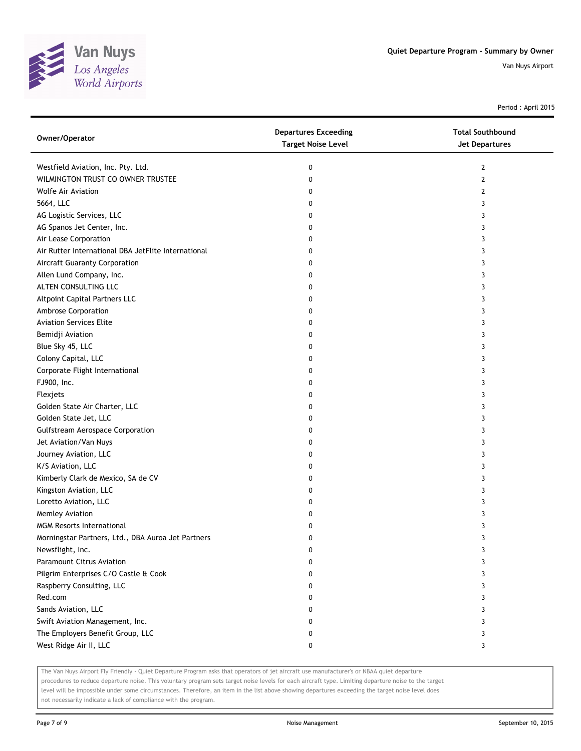Quiet Departure Program - Summary by Owner

Van Nuys Airport

Period : April 2015

| Owner/Operator | Departures Exceeding Target Noise Level | Total Southbound Jet Departures |
|---|---|---|
| Westfield Aviation, Inc. Pty. Ltd. | 0 | 2 |
| WILMINGTON TRUST CO OWNER TRUSTEE | 0 | 2 |
| Wolfe Air Aviation | 0 | 2 |
| 5664, LLC | 0 | 3 |
| AG Logistic Services, LLC | 0 | 3 |
| AG Spanos Jet Center, Inc. | 0 | 3 |
| Air Lease Corporation | 0 | 3 |
| Air Rutter International DBA JetFlite International | 0 | 3 |
| Aircraft Guaranty Corporation | 0 | 3 |
| Allen Lund Company, Inc. | 0 | 3 |
| ALTEN CONSULTING LLC | 0 | 3 |
| Altpoint Capital Partners LLC | 0 | 3 |
| Ambrose Corporation | 0 | 3 |
| Aviation Services Elite | 0 | 3 |
| Bemidji Aviation | 0 | 3 |
| Blue Sky 45, LLC | 0 | 3 |
| Colony Capital, LLC | 0 | 3 |
| Corporate Flight International | 0 | 3 |
| FJ900, Inc. | 0 | 3 |
| Flexjets | 0 | 3 |
| Golden State Air Charter, LLC | 0 | 3 |
| Golden State Jet, LLC | 0 | 3 |
| Gulfstream Aerospace Corporation | 0 | 3 |
| Jet Aviation/Van Nuys | 0 | 3 |
| Journey Aviation, LLC | 0 | 3 |
| K/S Aviation, LLC | 0 | 3 |
| Kimberly Clark de Mexico, SA de CV | 0 | 3 |
| Kingston Aviation, LLC | 0 | 3 |
| Loretto Aviation, LLC | 0 | 3 |
| Memley Aviation | 0 | 3 |
| MGM Resorts International | 0 | 3 |
| Morningstar Partners, Ltd., DBA Auroa Jet Partners | 0 | 3 |
| Newsflight, Inc. | 0 | 3 |
| Paramount Citrus Aviation | 0 | 3 |
| Pilgrim Enterprises C/O Castle & Cook | 0 | 3 |
| Raspberry Consulting, LLC | 0 | 3 |
| Red.com | 0 | 3 |
| Sands Aviation, LLC | 0 | 3 |
| Swift Aviation Management, Inc. | 0 | 3 |
| The Employers Benefit Group, LLC | 0 | 3 |
| West Ridge Air II, LLC | 0 | 3 |

The Van Nuys Airport Fly Friendly - Quiet Departure Program asks that operators of jet aircraft use manufacturer's or NBAA quiet departure procedures to reduce departure noise. This voluntary program sets target noise levels for each aircraft type. Limiting departure noise to the target level will be impossible under some circumstances. Therefore, an item in the list above showing departures exceeding the target noise level does not necessarily indicate a lack of compliance with the program.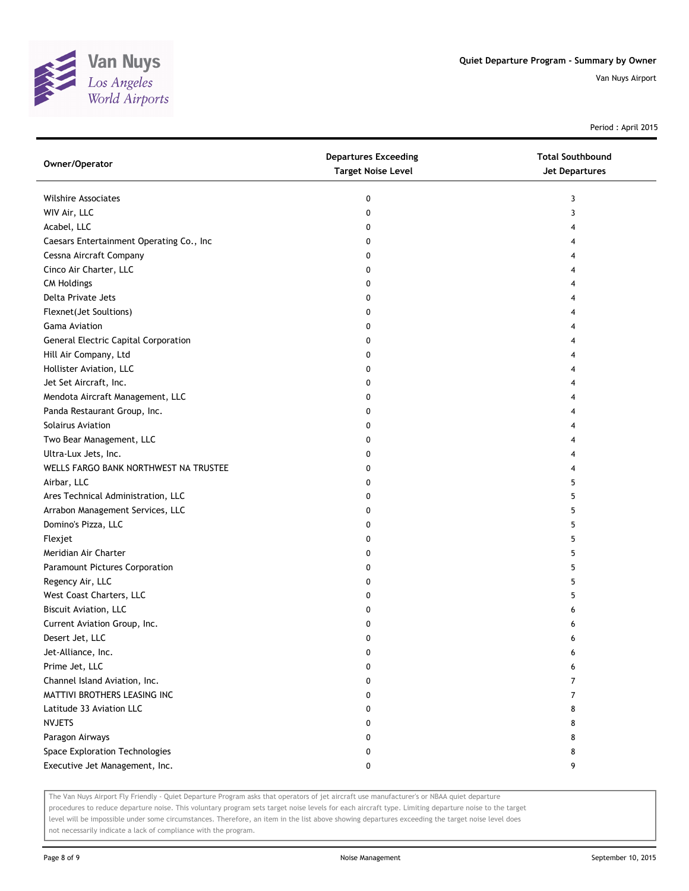# Quiet Departure Program - Summary by Owner

Van Nuys Airport

Period : April 2015

| Owner/Operator | Departures Exceeding Target Noise Level | Total Southbound Jet Departures |
|---|---|---|
| Wilshire Associates | 0 | 3 |
| WIV Air, LLC | 0 | 3 |
| Acabel, LLC | 0 | 4 |
| Caesars Entertainment Operating Co., Inc | 0 | 4 |
| Cessna Aircraft Company | 0 | 4 |
| Cinco Air Charter, LLC | 0 | 4 |
| CM Holdings | 0 | 4 |
| Delta Private Jets | 0 | 4 |
| Flexnet(Jet Soultions) | 0 | 4 |
| Gama Aviation | 0 | 4 |
| General Electric Capital Corporation | 0 | 4 |
| Hill Air Company, Ltd | 0 | 4 |
| Hollister Aviation, LLC | 0 | 4 |
| Jet Set Aircraft, Inc. | 0 | 4 |
| Mendota Aircraft Management, LLC | 0 | 4 |
| Panda Restaurant Group, Inc. | 0 | 4 |
| Solairus Aviation | 0 | 4 |
| Two Bear Management, LLC | 0 | 4 |
| Ultra-Lux Jets, Inc. | 0 | 4 |
| WELLS FARGO BANK NORTHWEST NA TRUSTEE | 0 | 4 |
| Airbar, LLC | 0 | 5 |
| Ares Technical Administration, LLC | 0 | 5 |
| Arrabon Management Services, LLC | 0 | 5 |
| Domino's Pizza, LLC | 0 | 5 |
| Flexjet | 0 | 5 |
| Meridian Air Charter | 0 | 5 |
| Paramount Pictures Corporation | 0 | 5 |
| Regency Air, LLC | 0 | 5 |
| West Coast Charters, LLC | 0 | 5 |
| Biscuit Aviation, LLC | 0 | 6 |
| Current Aviation Group, Inc. | 0 | 6 |
| Desert Jet, LLC | 0 | 6 |
| Jet-Alliance, Inc. | 0 | 6 |
| Prime Jet, LLC | 0 | 6 |
| Channel Island Aviation, Inc. | 0 | 7 |
| MATTIVI BROTHERS LEASING INC | 0 | 7 |
| Latitude 33 Aviation LLC | 0 | 8 |
| NVJETS | 0 | 8 |
| Paragon Airways | 0 | 8 |
| Space Exploration Technologies | 0 | 8 |
| Executive Jet Management, Inc. | 0 | 9 |

The Van Nuys Airport Fly Friendly - Quiet Departure Program asks that operators of jet aircraft use manufacturer's or NBAA quiet departure procedures to reduce departure noise. This voluntary program sets target noise levels for each aircraft type. Limiting departure noise to the target level will be impossible under some circumstances. Therefore, an item in the list above showing departures exceeding the target noise level does not necessarily indicate a lack of compliance with the program.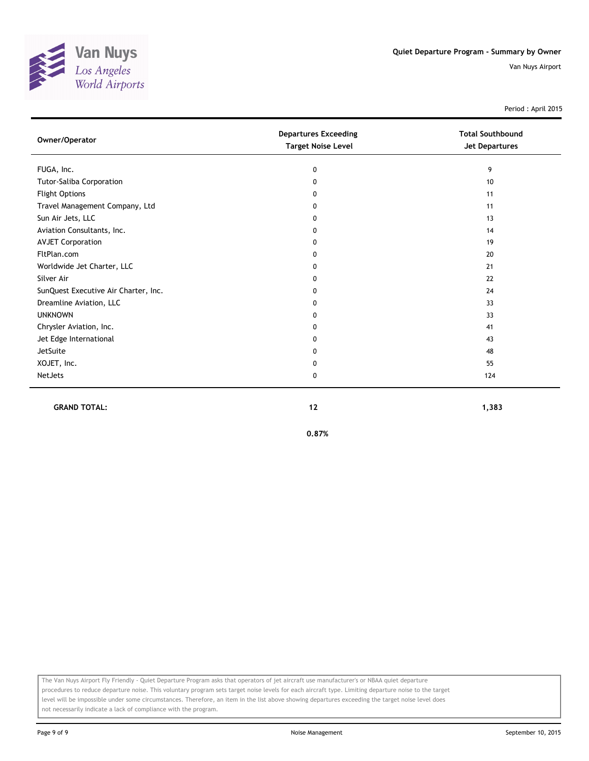# Quiet Departure Program - Summary by Owner

Van Nuys Airport

Period : April 2015

| Owner/Operator | Departures Exceeding Target Noise Level | Total Southbound Jet Departures |
|---|---|---|
| FUGA, Inc. | 0 | 9 |
| Tutor-Saliba Corporation | 0 | 10 |
| Flight Options | 0 | 11 |
| Travel Management Company, Ltd | 0 | 11 |
| Sun Air Jets, LLC | 0 | 13 |
| Aviation Consultants, Inc. | 0 | 14 |
| AVJET Corporation | 0 | 19 |
| FltPlan.com | 0 | 20 |
| Worldwide Jet Charter, LLC | 0 | 21 |
| Silver Air | 0 | 22 |
| SunQuest Executive Air Charter, Inc. | 0 | 24 |
| Dreamline Aviation, LLC | 0 | 33 |
| UNKNOWN | 0 | 33 |
| Chrysler Aviation, Inc. | 0 | 41 |
| Jet Edge International | 0 | 43 |
| JetSuite | 0 | 48 |
| XOJET, Inc. | 0 | 55 |
| NetJets | 0 | 124 |
| **GRAND TOTAL:** | **12** | **1,383** |
| | **0.87%** | |

The Van Nuys Airport Fly Friendly - Quiet Departure Program asks that operators of jet aircraft use manufacturer's or NBAA quiet departure procedures to reduce departure noise. This voluntary program sets target noise levels for each aircraft type. Limiting departure noise to the target level will be impossible under some circumstances. Therefore, an item in the list above showing departures exceeding the target noise level does not necessarily indicate a lack of compliance with the program.

Noise Management

September 10, 2015